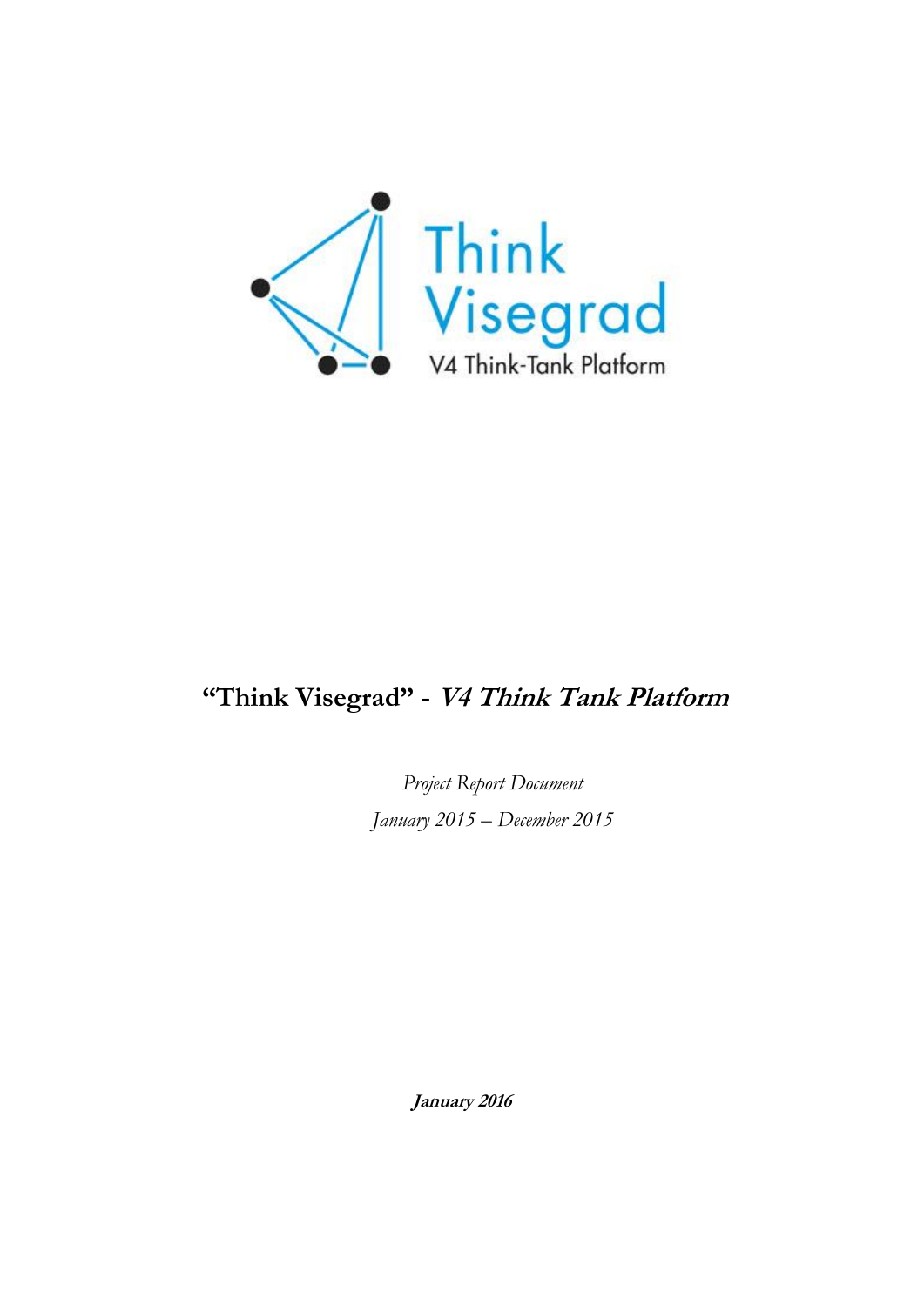Think Visegrad

V4 Think-Tank Platform

# "Think Visegrad" - *V4 Think Tank Platform*

*Project Report Document*

*January 2015 – December 2015*

***January 2016***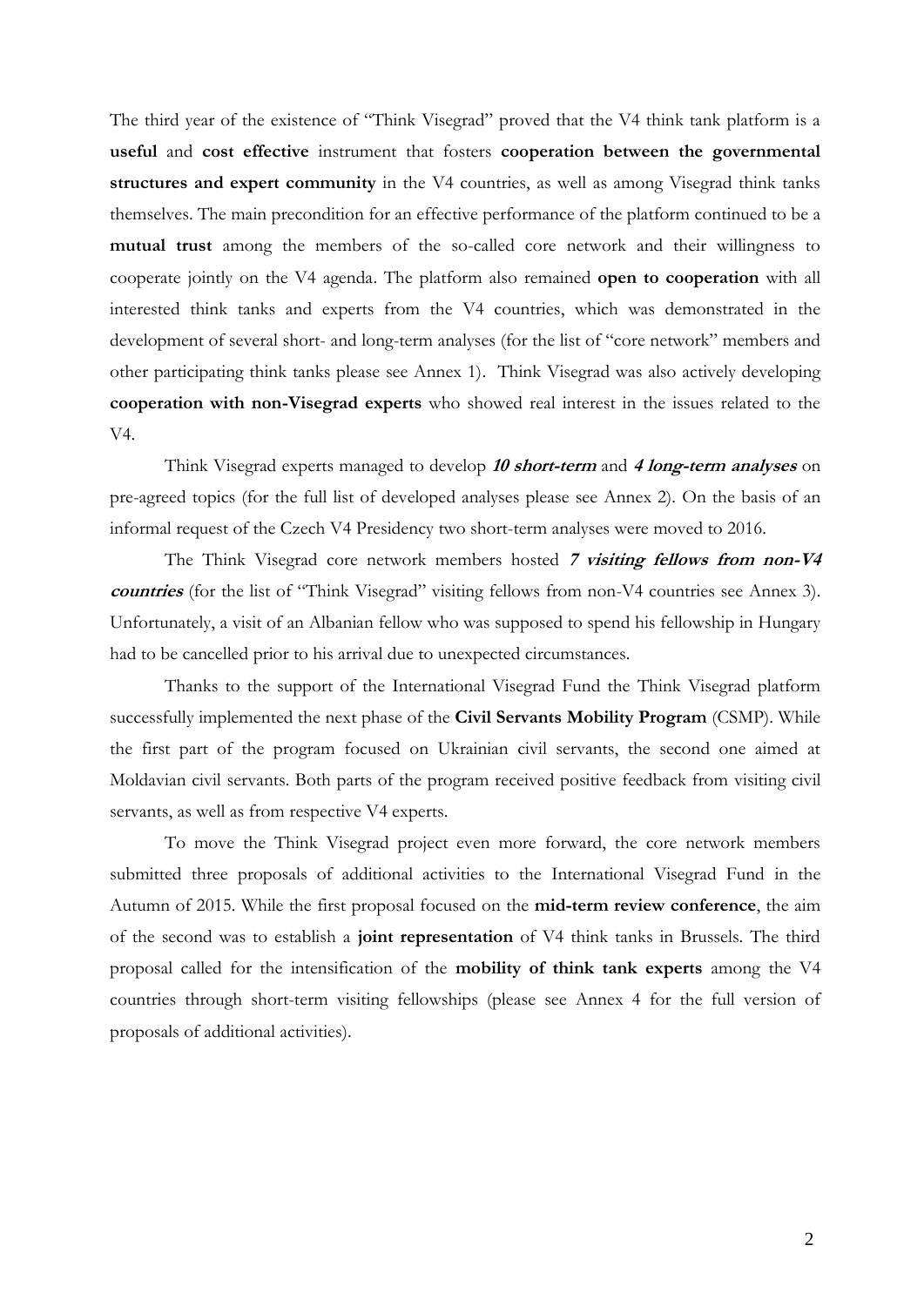The third year of the existence of "Think Visegrad" proved that the V4 think tank platform is a **useful** and **cost effective** instrument that fosters **cooperation between the governmental structures and expert community** in the V4 countries, as well as among Visegrad think tanks themselves. The main precondition for an effective performance of the platform continued to be a **mutual trust** among the members of the so-called core network and their willingness to cooperate jointly on the V4 agenda. The platform also remained **open to cooperation** with all interested think tanks and experts from the V4 countries, which was demonstrated in the development of several short- and long-term analyses (for the list of "core network" members and other participating think tanks please see Annex 1). Think Visegrad was also actively developing **cooperation with non-Visegrad experts** who showed real interest in the issues related to the V4.

Think Visegrad experts managed to develop ***10 short-term*** and ***4 long-term analyses*** on pre-agreed topics (for the full list of developed analyses please see Annex 2). On the basis of an informal request of the Czech V4 Presidency two short-term analyses were moved to 2016.

The Think Visegrad core network members hosted ***7 visiting fellows from non-V4 countries*** (for the list of "Think Visegrad" visiting fellows from non-V4 countries see Annex 3). Unfortunately, a visit of an Albanian fellow who was supposed to spend his fellowship in Hungary had to be cancelled prior to his arrival due to unexpected circumstances.

Thanks to the support of the International Visegrad Fund the Think Visegrad platform successfully implemented the next phase of the **Civil Servants Mobility Program** (CSMP). While the first part of the program focused on Ukrainian civil servants, the second one aimed at Moldavian civil servants. Both parts of the program received positive feedback from visiting civil servants, as well as from respective V4 experts.

To move the Think Visegrad project even more forward, the core network members submitted three proposals of additional activities to the International Visegrad Fund in the Autumn of 2015. While the first proposal focused on the **mid-term review conference**, the aim of the second was to establish a **joint representation** of V4 think tanks in Brussels. The third proposal called for the intensification of the **mobility of think tank experts** among the V4 countries through short-term visiting fellowships (please see Annex 4 for the full version of proposals of additional activities).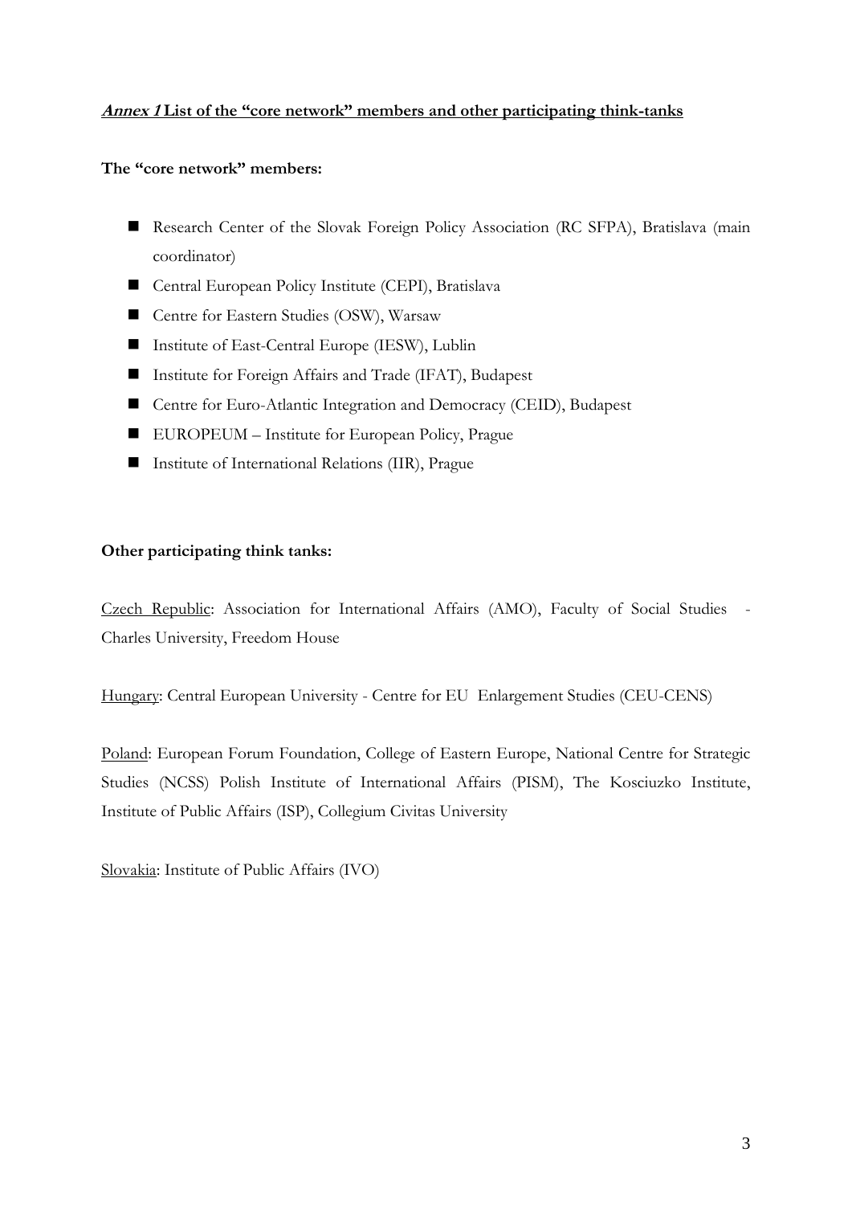## ***Annex 1* List of the "core network" members and other participating think-tanks**

**The "core network" members:**

- Research Center of the Slovak Foreign Policy Association (RC SFPA), Bratislava (main coordinator)
- Central European Policy Institute (CEPI), Bratislava
- Centre for Eastern Studies (OSW), Warsaw
- Institute of East-Central Europe (IESW), Lublin
- Institute for Foreign Affairs and Trade (IFAT), Budapest
- Centre for Euro-Atlantic Integration and Democracy (CEID), Budapest
- EUROPEUM – Institute for European Policy, Prague
- Institute of International Relations (IIR), Prague

**Other participating think tanks:**

Czech Republic: Association for International Affairs (AMO), Faculty of Social Studies - Charles University, Freedom House

Hungary: Central European University - Centre for EU Enlargement Studies (CEU-CENS)

Poland: European Forum Foundation, College of Eastern Europe, National Centre for Strategic Studies (NCSS) Polish Institute of International Affairs (PISM), The Kosciuzko Institute, Institute of Public Affairs (ISP), Collegium Civitas University

Slovakia: Institute of Public Affairs (IVO)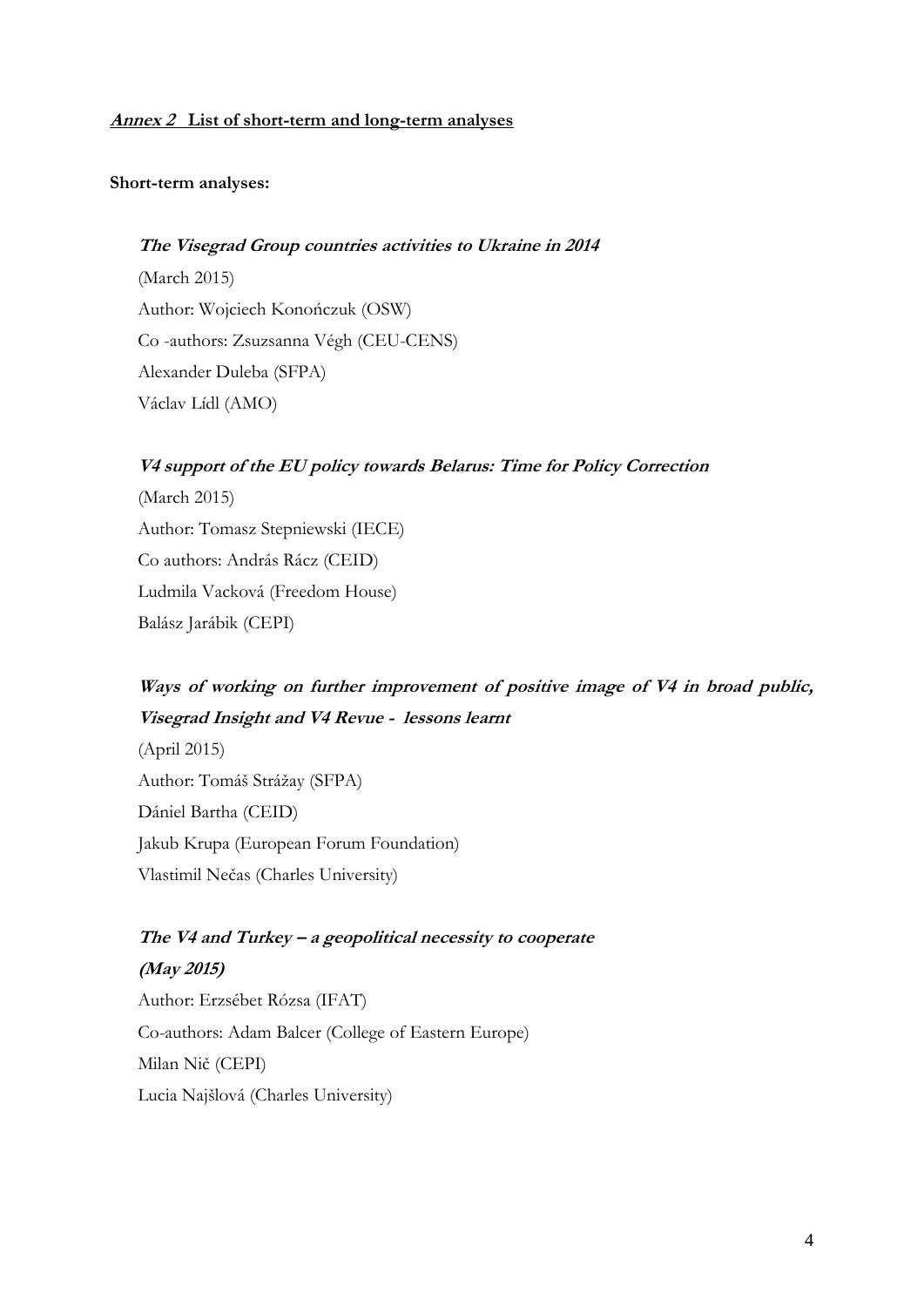***Annex 2*** **List of short-term and long-term analyses**

**Short-term analyses:**

***The Visegrad Group countries activities to Ukraine in 2014***

(March 2015)

Author: Wojciech Konończuk (OSW)

Co -authors: Zsuzsanna Végh (CEU-CENS)

Alexander Duleba (SFPA)

Václav Lídl (AMO)

***V4 support of the EU policy towards Belarus: Time for Policy Correction***

(March 2015)

Author: Tomasz Stepniewski (IECE)

Co authors: András Rácz (CEID)

Ludmila Vacková (Freedom House)

Balász Jarábik (CEPI)

***Ways of working on further improvement of positive image of V4 in broad public, Visegrad Insight and V4 Revue - lessons learnt***

(April 2015)

Author: Tomáš Strážay (SFPA)

Dániel Bartha (CEID)

Jakub Krupa (European Forum Foundation)

Vlastimil Nečas (Charles University)

***The V4 and Turkey – a geopolitical necessity to cooperate***

***(May 2015)***

Author: Erzsébet Rózsa (IFAT)

Co-authors: Adam Balcer (College of Eastern Europe)

Milan Nič (CEPI)

Lucia Najšlová (Charles University)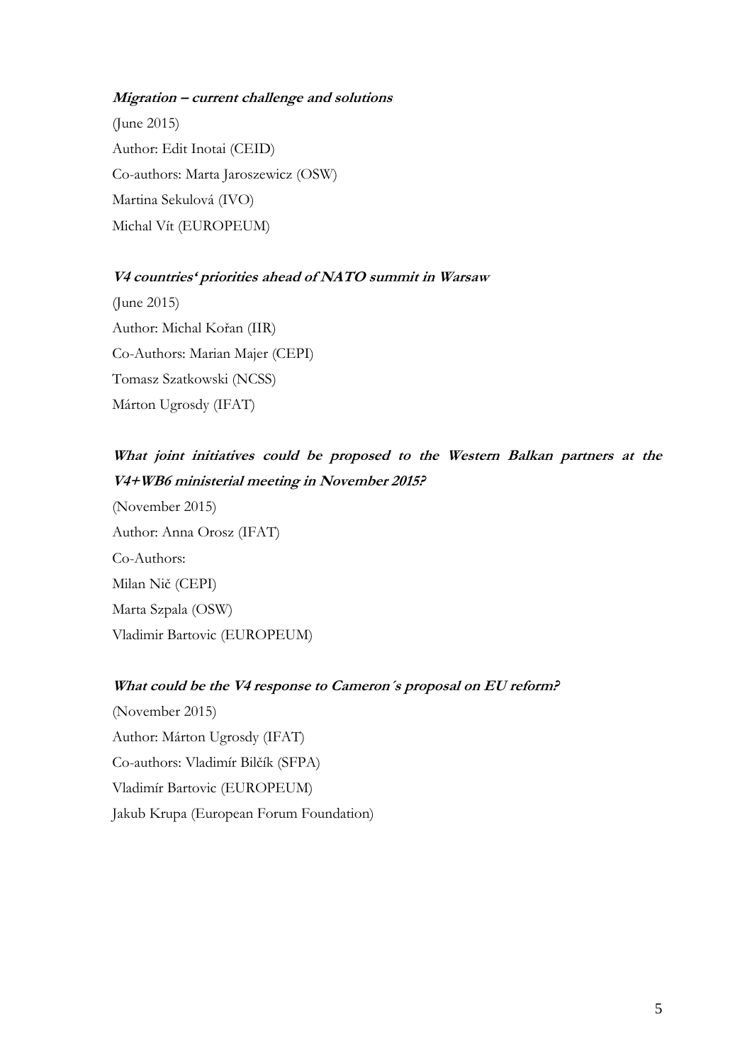***Migration – current challenge and solutions***

(June 2015)

Author: Edit Inotai (CEID)

Co-authors: Marta Jaroszewicz (OSW)

Martina Sekulová (IVO)

Michal Vít (EUROPEUM)

***V4 countries' priorities ahead of NATO summit in Warsaw***

(June 2015)

Author: Michal Kořan (IIR)

Co-Authors: Marian Majer (CEPI)

Tomasz Szatkowski (NCSS)

Márton Ugrosdy (IFAT)

***What joint initiatives could be proposed to the Western Balkan partners at the V4+WB6 ministerial meeting in November 2015?***

(November 2015)

Author: Anna Orosz (IFAT)

Co-Authors:

Milan Nič (CEPI)

Marta Szpala (OSW)

Vladimir Bartovic (EUROPEUM)

***What could be the V4 response to Cameron´s proposal on EU reform?***

(November 2015)

Author: Márton Ugrosdy (IFAT)

Co-authors: Vladimír Bilčík (SFPA)

Vladimír Bartovic (EUROPEUM)

Jakub Krupa (European Forum Foundation)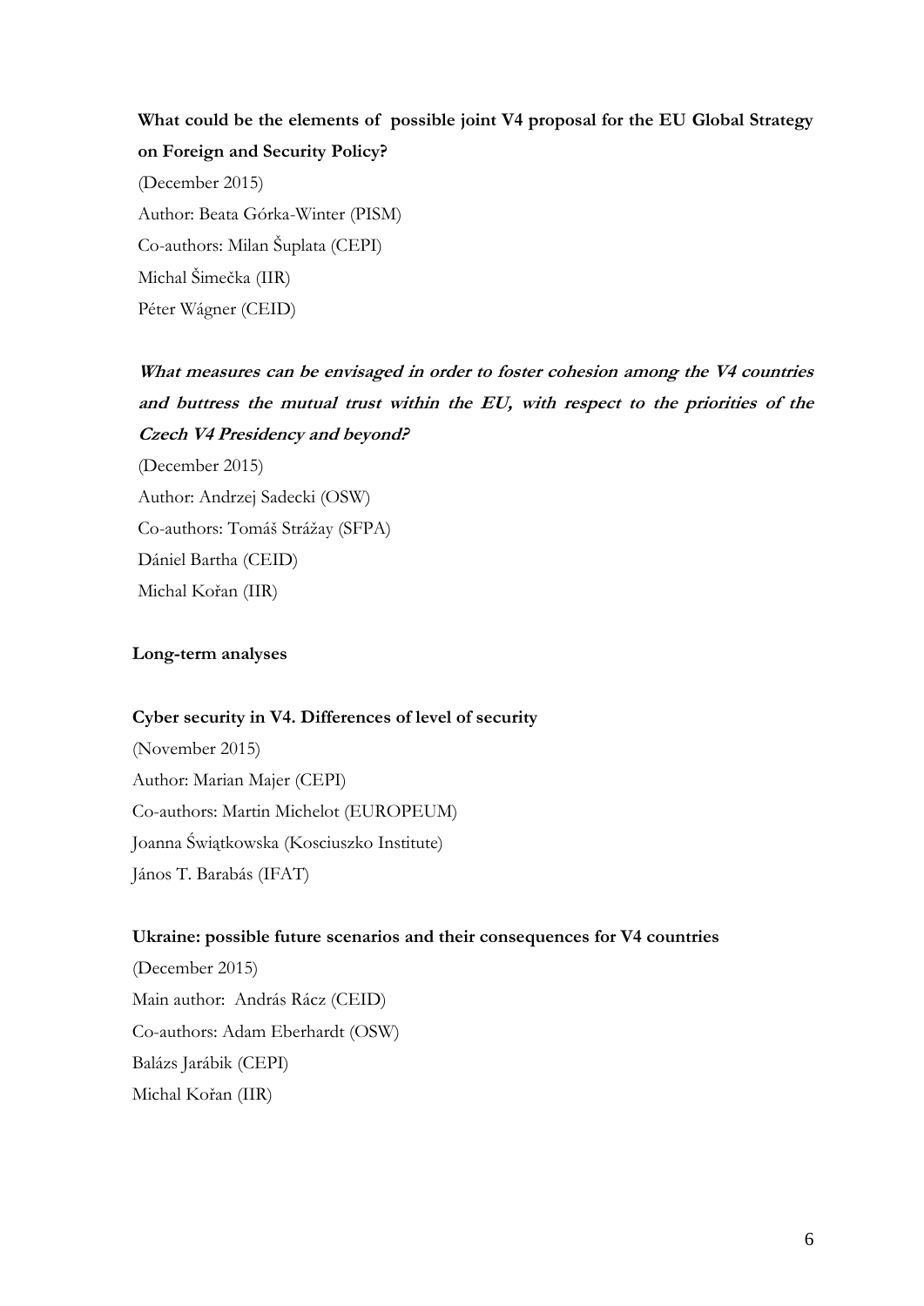**What could be the elements of possible joint V4 proposal for the EU Global Strategy on Foreign and Security Policy?**

(December 2015)

Author: Beata Górka-Winter (PISM)

Co-authors: Milan Šuplata (CEPI)

Michal Šimečka (IIR)

Péter Wágner (CEID)

***What measures can be envisaged in order to foster cohesion among the V4 countries and buttress the mutual trust within the EU, with respect to the priorities of the Czech V4 Presidency and beyond?***

(December 2015)

Author: Andrzej Sadecki (OSW)

Co-authors: Tomáš Strážay (SFPA)

Dániel Bartha (CEID)

Michal Kořan (IIR)

**Long-term analyses**

**Cyber security in V4. Differences of level of security**

(November 2015)

Author: Marian Majer (CEPI)

Co-authors: Martin Michelot (EUROPEUM)

Joanna Świątkowska (Kosciuszko Institute)

János T. Barabás (IFAT)

**Ukraine: possible future scenarios and their consequences for V4 countries**

(December 2015)

Main author: András Rácz (CEID)

Co-authors: Adam Eberhardt (OSW)

Balázs Jarábik (CEPI)

Michal Kořan (IIR)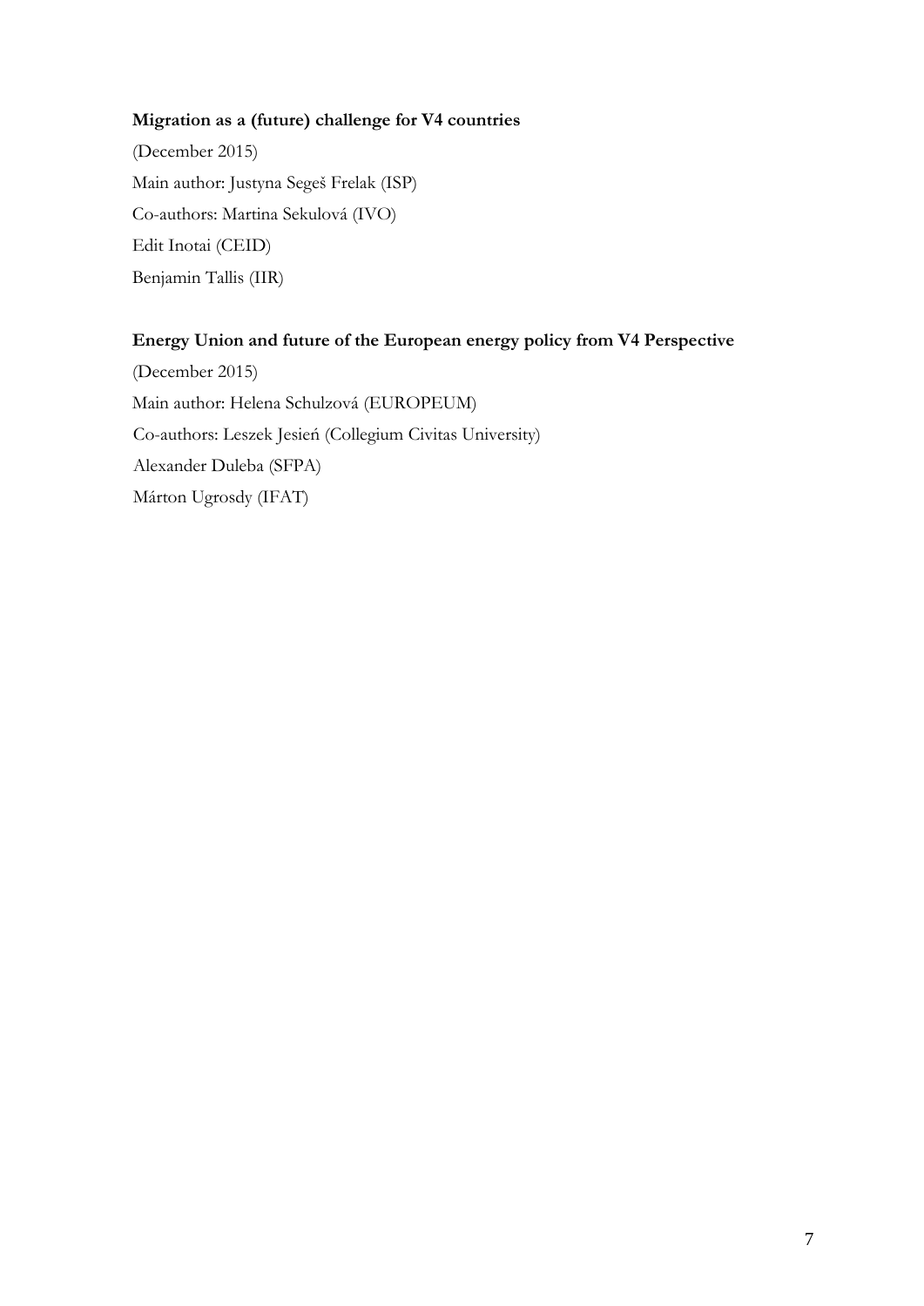**Migration as a (future) challenge for V4 countries**

(December 2015)

Main author: Justyna Segeš Frelak (ISP)

Co-authors: Martina Sekulová (IVO)

Edit Inotai (CEID)

Benjamin Tallis (IIR)

**Energy Union and future of the European energy policy from V4 Perspective**

(December 2015)

Main author: Helena Schulzová (EUROPEUM)

Co-authors: Leszek Jesień (Collegium Civitas University)

Alexander Duleba (SFPA)

Márton Ugrosdy (IFAT)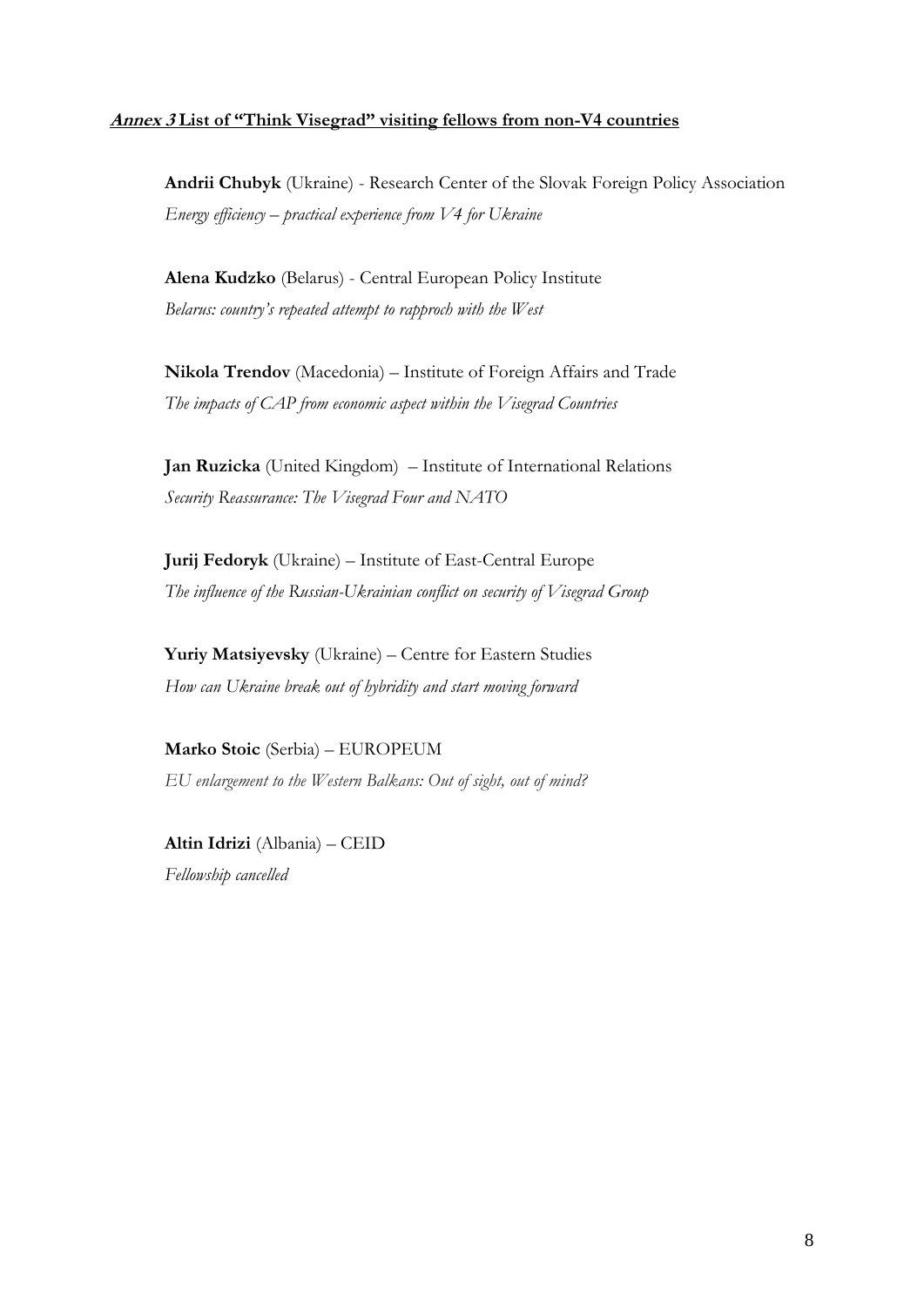**_Annex 3_ List of "Think Visegrad" visiting fellows from non-V4 countries**

**Andrii Chubyk** (Ukraine) - Research Center of the Slovak Foreign Policy Association
*Energy efficiency – practical experience from V4 for Ukraine*

**Alena Kudzko** (Belarus) - Central European Policy Institute
*Belarus: country's repeated attempt to rapproch with the West*

**Nikola Trendov** (Macedonia) – Institute of Foreign Affairs and Trade
*The impacts of CAP from economic aspect within the Visegrad Countries*

**Jan Ruzicka** (United Kingdom) – Institute of International Relations
*Security Reassurance: The Visegrad Four and NATO*

**Jurij Fedoryk** (Ukraine) – Institute of East-Central Europe
*The influence of the Russian-Ukrainian conflict on security of Visegrad Group*

**Yuriy Matsiyevsky** (Ukraine) – Centre for Eastern Studies
*How can Ukraine break out of hybridity and start moving forward*

**Marko Stoic** (Serbia) – EUROPEUM
*EU enlargement to the Western Balkans: Out of sight, out of mind?*

**Altin Idrizi** (Albania) – CEID
*Fellowship cancelled*